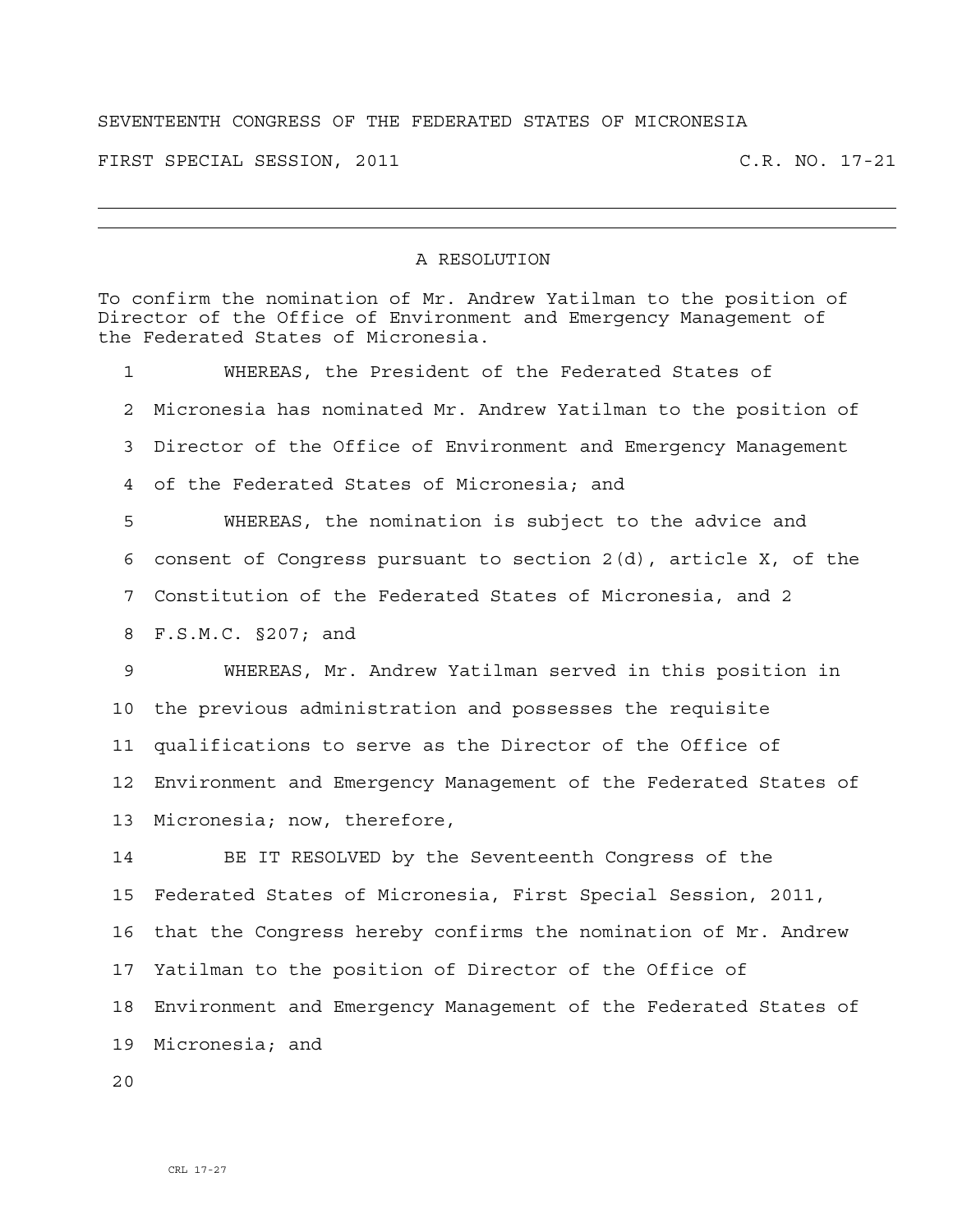SEVENTEENTH CONGRESS OF THE FEDERATED STATES OF MICRONESIA

FIRST SPECIAL SESSION, 2011 C.R. NO. 17-21

---

## A RESOLUTION

To confirm the nomination of Mr. Andrew Yatilman to the position of Director of the Office of Environment and Emergency Management of the Federated States of Micronesia.

1 WHEREAS, the President of the Federated States of
2 Micronesia has nominated Mr. Andrew Yatilman to the position of
3 Director of the Office of Environment and Emergency Management
4 of the Federated States of Micronesia; and
5 WHEREAS, the nomination is subject to the advice and
6 consent of Congress pursuant to section 2(d), article X, of the
7 Constitution of the Federated States of Micronesia, and 2
8 F.S.M.C. §207; and
9 WHEREAS, Mr. Andrew Yatilman served in this position in
10 the previous administration and possesses the requisite
11 qualifications to serve as the Director of the Office of
12 Environment and Emergency Management of the Federated States of
13 Micronesia; now, therefore,
14 BE IT RESOLVED by the Seventeenth Congress of the
15 Federated States of Micronesia, First Special Session, 2011,
16 that the Congress hereby confirms the nomination of Mr. Andrew
17 Yatilman to the position of Director of the Office of
18 Environment and Emergency Management of the Federated States of
19 Micronesia; and
20

CRL 17-27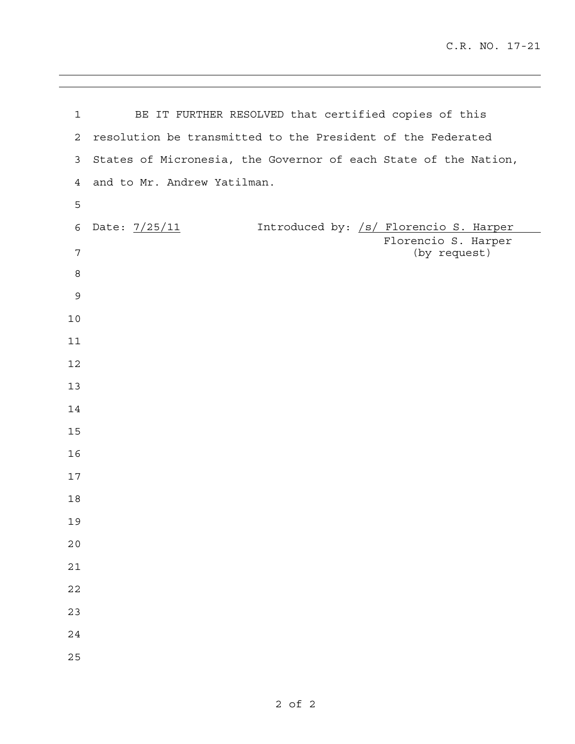BE IT FURTHER RESOLVED that certified copies of this resolution be transmitted to the President of the Federated States of Micronesia, the Governor of each State of the Nation, and to Mr. Andrew Yatilman.

Date: 7/25/11 Introduced by: /s/ Florencio S. Harper

Florencio S. Harper
(by request)